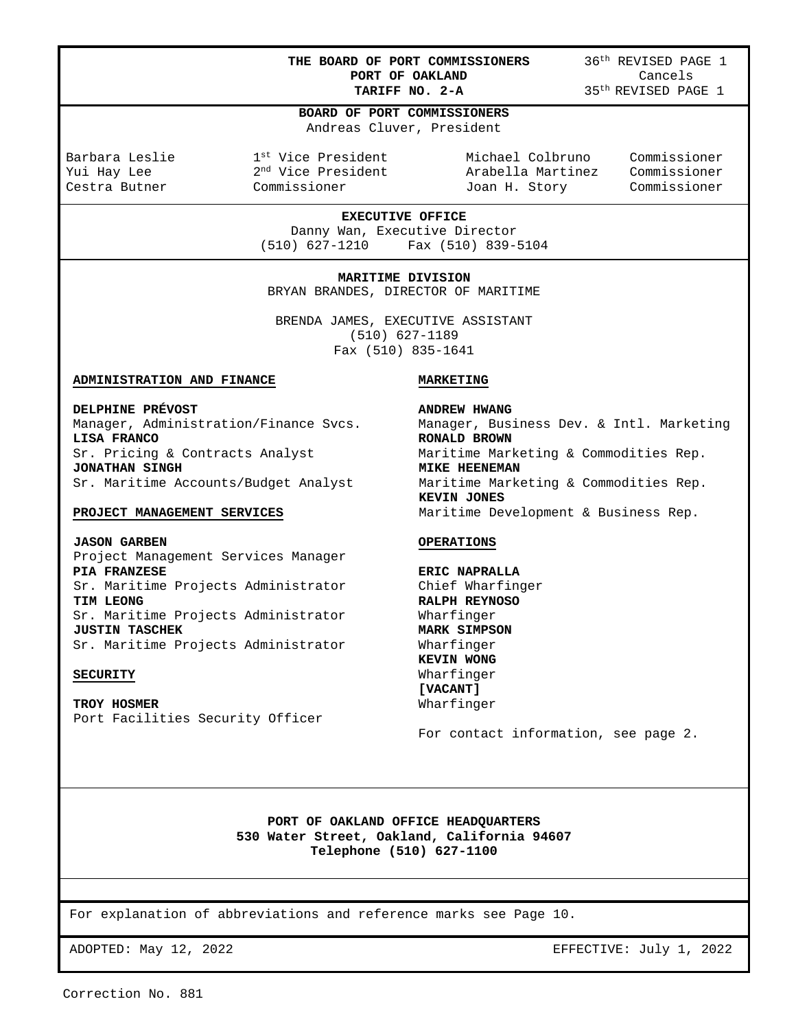**THE BOARD OF PORT COMMISSIONERS**
**PORT OF OAKLAND**
**TARIFF NO. 2-A**

36th REVISED PAGE 1
Cancels
35th REVISED PAGE 1

## BOARD OF PORT COMMISSIONERS

Andreas Cluver, President

| | | | |
|---|---|---|---|
| Barbara Leslie | 1st Vice President | Michael Colbruno | Commissioner |
| Yui Hay Lee | 2nd Vice President | Arabella Martinez | Commissioner |
| Cestra Butner | Commissioner | Joan H. Story | Commissioner |

## EXECUTIVE OFFICE

Danny Wan, Executive Director
(510) 627-1210 Fax (510) 839-5104

## MARITIME DIVISION

BRYAN BRANDES, DIRECTOR OF MARITIME

BRENDA JAMES, EXECUTIVE ASSISTANT
(510) 627-1189
Fax (510) 835-1641

### ADMINISTRATION AND FINANCE

**DELPHINE PRÉVOST**
Manager, Administration/Finance Svcs.
**LISA FRANCO**
Sr. Pricing & Contracts Analyst
**JONATHAN SINGH**
Sr. Maritime Accounts/Budget Analyst

### PROJECT MANAGEMENT SERVICES

**JASON GARBEN**
Project Management Services Manager
**PIA FRANZESE**
Sr. Maritime Projects Administrator
**TIM LEONG**
Sr. Maritime Projects Administrator
**JUSTIN TASCHEK**
Sr. Maritime Projects Administrator

### SECURITY

**TROY HOSMER**
Port Facilities Security Officer

### MARKETING

**ANDREW HWANG**
Manager, Business Dev. & Intl. Marketing
**RONALD BROWN**
Maritime Marketing & Commodities Rep.
**MIKE HEENEMAN**
Maritime Marketing & Commodities Rep.
**KEVIN JONES**
Maritime Development & Business Rep.

### OPERATIONS

**ERIC NAPRALLA**
Chief Wharfinger
**RALPH REYNOSO**
Wharfinger
**MARK SIMPSON**
Wharfinger
**KEVIN WONG**
Wharfinger
**[VACANT]**
Wharfinger

For contact information, see page 2.

**PORT OF OAKLAND OFFICE HEADQUARTERS**
**530 Water Street, Oakland, California 94607**
**Telephone (510) 627-1100**

For explanation of abbreviations and reference marks see Page 10.

ADOPTED: May 12, 2022 EFFECTIVE: July 1, 2022

Correction No. 881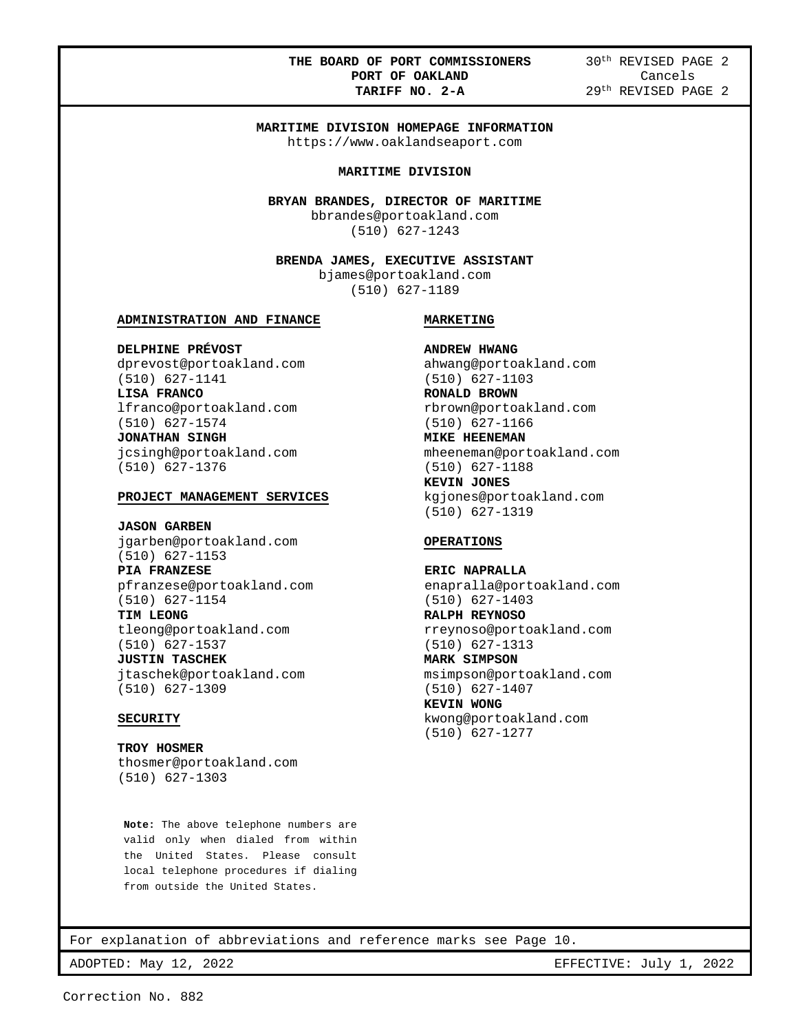**THE BOARD OF PORT COMMISSIONERS**
**PORT OF OAKLAND**
**TARIFF NO. 2-A**

30th REVISED PAGE 2
Cancels
29th REVISED PAGE 2

## MARITIME DIVISION HOMEPAGE INFORMATION

https://www.oaklandseaport.com

## MARITIME DIVISION

**BRYAN BRANDES, DIRECTOR OF MARITIME**
bbrandes@portoakland.com
(510) 627-1243

**BRENDA JAMES, EXECUTIVE ASSISTANT**
bjames@portoakland.com
(510) 627-1189

### ADMINISTRATION AND FINANCE

**DELPHINE PRÉVOST**
dprevost@portoakland.com
(510) 627-1141

**LISA FRANCO**
lfranco@portoakland.com
(510) 627-1574

**JONATHAN SINGH**
jcsingh@portoakland.com
(510) 627-1376

### PROJECT MANAGEMENT SERVICES

**JASON GARBEN**
jgarben@portoakland.com
(510) 627-1153

**PIA FRANZESE**
pfranzese@portoakland.com
(510) 627-1154

**TIM LEONG**
tleong@portoakland.com
(510) 627-1537

**JUSTIN TASCHEK**
jtaschek@portoakland.com
(510) 627-1309

### SECURITY

**TROY HOSMER**
thosmer@portoakland.com
(510) 627-1303

### MARKETING

**ANDREW HWANG**
ahwang@portoakland.com
(510) 627-1103

**RONALD BROWN**
rbrown@portoakland.com
(510) 627-1166

**MIKE HEENEMAN**
mheeneman@portoakland.com
(510) 627-1188

**KEVIN JONES**
kgjones@portoakland.com
(510) 627-1319

### OPERATIONS

**ERIC NAPRALLA**
enapralla@portoakland.com
(510) 627-1403

**RALPH REYNOSO**
rreynoso@portoakland.com
(510) 627-1313

**MARK SIMPSON**
msimpson@portoakland.com
(510) 627-1407

**KEVIN WONG**
kwong@portoakland.com
(510) 627-1277

**Note:** The above telephone numbers are valid only when dialed from within the United States. Please consult local telephone procedures if dialing from outside the United States.

For explanation of abbreviations and reference marks see Page 10.

ADOPTED: May 12, 2022 EFFECTIVE: July 1, 2022

Correction No. 882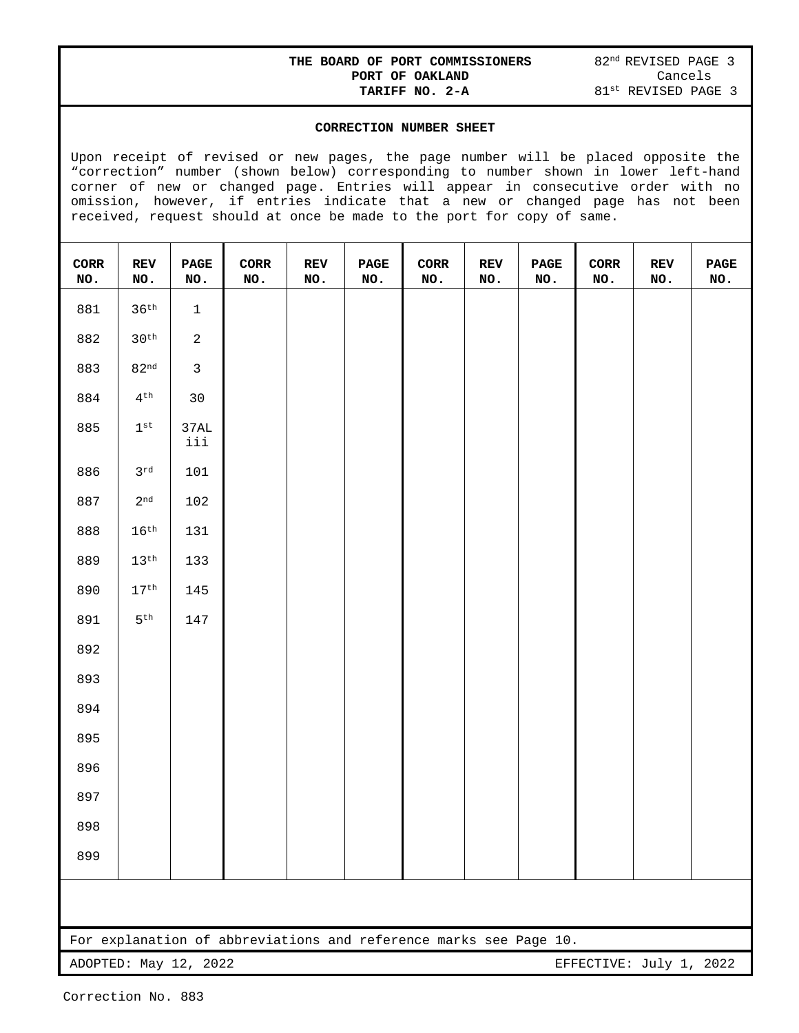THE BOARD OF PORT COMMISSIONERS
PORT OF OAKLAND
TARIFF NO. 2-A

82nd REVISED PAGE 3
Cancels
81st REVISED PAGE 3

## CORRECTION NUMBER SHEET

Upon receipt of revised or new pages, the page number will be placed opposite the "correction" number (shown below) corresponding to number shown in lower left-hand corner of new or changed page. Entries will appear in consecutive order with no omission, however, if entries indicate that a new or changed page has not been received, request should at once be made to the port for copy of same.

| CORR NO. | REV NO. | PAGE NO. | CORR NO. | REV NO. | PAGE NO. | CORR NO. | REV NO. | PAGE NO. | CORR NO. | REV NO. | PAGE NO. |
|---|---|---|---|---|---|---|---|---|---|---|---|
| 881 | 36th | 1 | | | | | | | | | |
| 882 | 30th | 2 | | | | | | | | | |
| 883 | 82nd | 3 | | | | | | | | | |
| 884 | 4th | 30 | | | | | | | | | |
| 885 | 1st | 37ALiii | | | | | | | | | |
| 886 | 3rd | 101 | | | | | | | | | |
| 887 | 2nd | 102 | | | | | | | | | |
| 888 | 16th | 131 | | | | | | | | | |
| 889 | 13th | 133 | | | | | | | | | |
| 890 | 17th | 145 | | | | | | | | | |
| 891 | 5th | 147 | | | | | | | | | |
| 892 | | | | | | | | | | | |
| 893 | | | | | | | | | | | |
| 894 | | | | | | | | | | | |
| 895 | | | | | | | | | | | |
| 896 | | | | | | | | | | | |
| 897 | | | | | | | | | | | |
| 898 | | | | | | | | | | | |
| 899 | | | | | | | | | | | |

For explanation of abbreviations and reference marks see Page 10.

ADOPTED: May 12, 2022 EFFECTIVE: July 1, 2022

Correction No. 883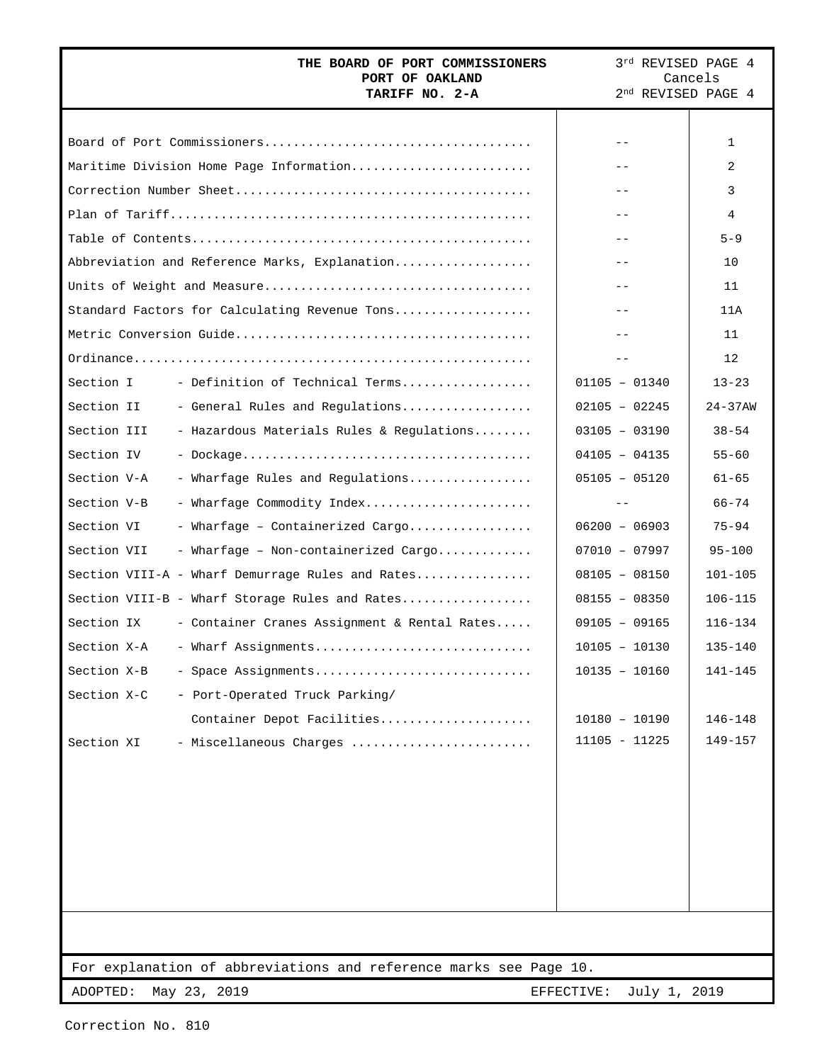**THE BOARD OF PORT COMMISSIONERS**
**PORT OF OAKLAND**
**TARIFF NO. 2-A**

3rd REVISED PAGE 4
Cancels
2nd REVISED PAGE 4

| | | |
|---|---|---|
| Board of Port Commissioners.................................... | -- | 1 |
| Maritime Division Home Page Information......................... | -- | 2 |
| Correction Number Sheet........................................ | -- | 3 |
| Plan of Tariff................................................. | -- | 4 |
| Table of Contents.............................................. | -- | 5-9 |
| Abbreviation and Reference Marks, Explanation.................. | -- | 10 |
| Units of Weight and Measure.................................... | -- | 11 |
| Standard Factors for Calculating Revenue Tons.................. | -- | 11A |
| Metric Conversion Guide........................................ | -- | 11 |
| Ordinance...................................................... | -- | 12 |
| Section I - Definition of Technical Terms................. | 01105 – 01340 | 13-23 |
| Section II - General Rules and Regulations................. | 02105 – 02245 | 24-37AW |
| Section III - Hazardous Materials Rules & Regulations........ | 03105 – 03190 | 38-54 |
| Section IV - Dockage....................................... | 04105 – 04135 | 55-60 |
| Section V-A - Wharfage Rules and Regulations................ | 05105 – 05120 | 61-65 |
| Section V-B - Wharfage Commodity Index...................... | -- | 66-74 |
| Section VI - Wharfage – Containerized Cargo................ | 06200 – 06903 | 75-94 |
| Section VII - Wharfage – Non-containerized Cargo............ | 07010 – 07997 | 95-100 |
| Section VIII-A - Wharf Demurrage Rules and Rates............... | 08105 – 08150 | 101-105 |
| Section VIII-B - Wharf Storage Rules and Rates................. | 08155 – 08350 | 106-115 |
| Section IX - Container Cranes Assignment & Rental Rates..... | 09105 – 09165 | 116-134 |
| Section X-A - Wharf Assignments............................. | 10105 – 10130 | 135-140 |
| Section X-B - Space Assignments............................. | 10135 – 10160 | 141-145 |
| Section X-C - Port-Operated Truck Parking/ Container Depot Facilities.................... | 10180 – 10190 | 146-148 |
| Section XI - Miscellaneous Charges ........................ | 11105 - 11225 | 149-157 |

For explanation of abbreviations and reference marks see Page 10.

ADOPTED: May 23, 2019 EFFECTIVE: July 1, 2019

Correction No. 810